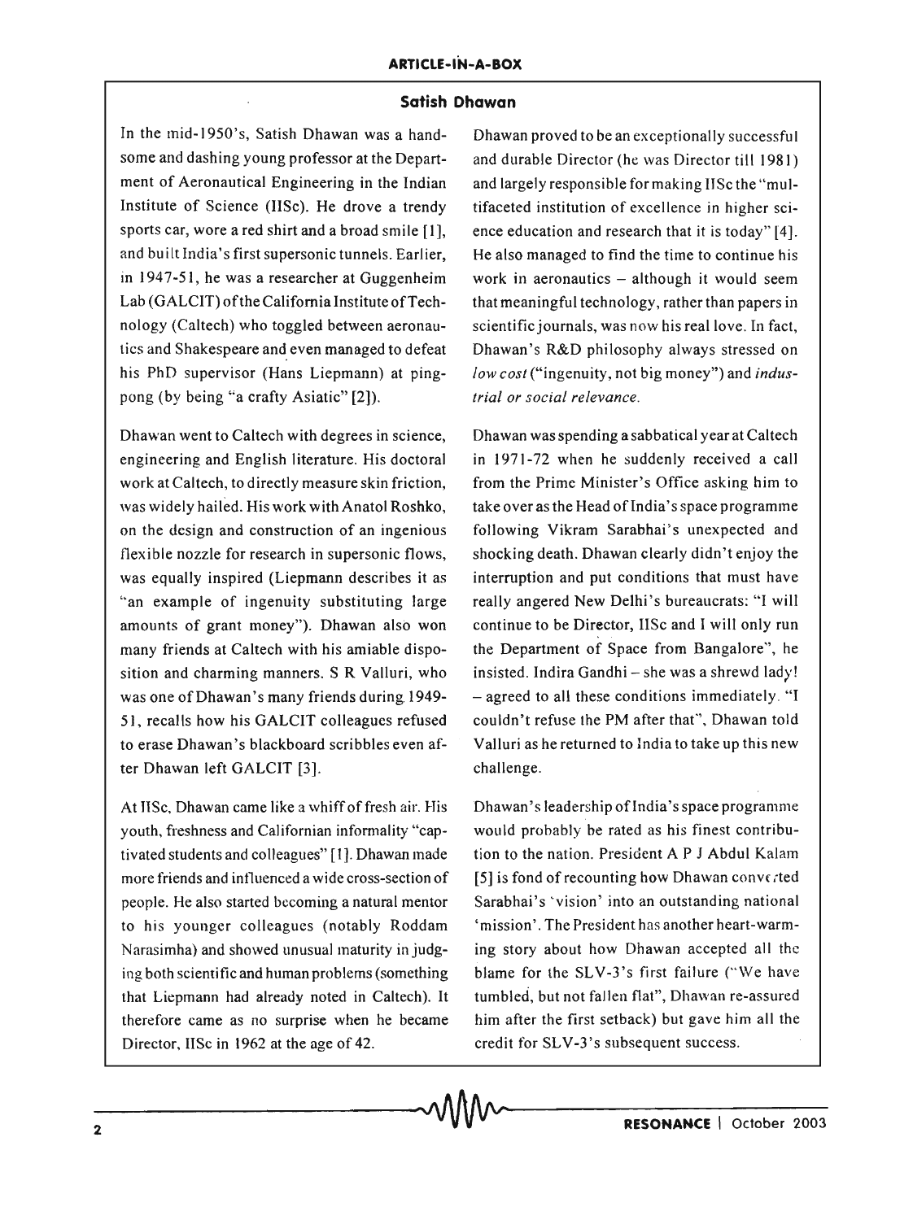# Satish Dhawan

In the mid-1950's, Satish Dhawan was a handsome and dashing young professor at the Department of Aeronautical Engineering in the Indian Institute of Science (IISc). He drove a trendy sports car, wore a red shirt and a broad smile [1], and built India's first supersonic tunnels. Earlier, in 1947-51, he was a researcher at Guggenheim Lab (GALCIT) of the California Institute of Technology (Caltech) who toggled between aeronautics and Shakespeare and even managed to defeat his PhD supervisor (Hans Liepmann) at ping-pong (by being "a crafty Asiatic" [2]).

Dhawan went to Caltech with degrees in science, engineering and English literature. His doctoral work at Caltech, to directly measure skin friction, was widely hailed. His work with Anatol Roshko, on the design and construction of an ingenious flexible nozzle for research in supersonic flows, was equally inspired (Liepmann describes it as "an example of ingenuity substituting large amounts of grant money"). Dhawan also won many friends at Caltech with his amiable disposition and charming manners. S R Valluri, who was one of Dhawan's many friends during 1949-51, recalls how his GALCIT colleagues refused to erase Dhawan's blackboard scribbles even after Dhawan left GALCIT [3].

At IISc, Dhawan came like a whiff of fresh air. His youth, freshness and Californian informality "captivated students and colleagues" [1]. Dhawan made more friends and influenced a wide cross-section of people. He also started becoming a natural mentor to his younger colleagues (notably Roddam Narasimha) and showed unusual maturity in judging both scientific and human problems (something that Liepmann had already noted in Caltech). It therefore came as no surprise when he became Director, IISc in 1962 at the age of 42.

Dhawan proved to be an exceptionally successful and durable Director (he was Director till 1981) and largely responsible for making IISc the "multifaceted institution of excellence in higher science education and research that it is today" [4]. He also managed to find the time to continue his work in aeronautics – although it would seem that meaningful technology, rather than papers in scientific journals, was now his real love. In fact, Dhawan's R&D philosophy always stressed on *low cost* ("ingenuity, not big money") and *industrial or social relevance*.

Dhawan was spending a sabbatical year at Caltech in 1971-72 when he suddenly received a call from the Prime Minister's Office asking him to take over as the Head of India's space programme following Vikram Sarabhai's unexpected and shocking death. Dhawan clearly didn't enjoy the interruption and put conditions that must have really angered New Delhi's bureaucrats: "I will continue to be Director, IISc and I will only run the Department of Space from Bangalore", he insisted. Indira Gandhi – she was a shrewd lady! – agreed to all these conditions immediately. "I couldn't refuse the PM after that", Dhawan told Valluri as he returned to India to take up this new challenge.

Dhawan's leadership of India's space programme would probably be rated as his finest contribution to the nation. President A P J Abdul Kalam [5] is fond of recounting how Dhawan converted Sarabhai's 'vision' into an outstanding national 'mission'. The President has another heart-warming story about how Dhawan accepted all the blame for the SLV-3's first failure ("We have tumbled, but not fallen flat", Dhawan re-assured him after the first setback) but gave him all the credit for SLV-3's subsequent success.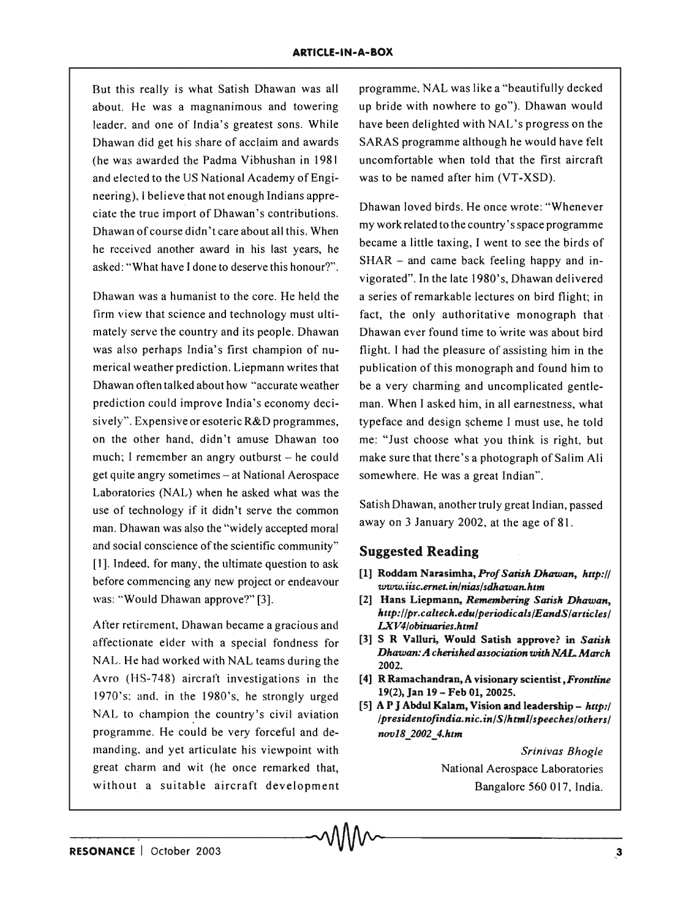But this really is what Satish Dhawan was all about. He was a magnanimous and towering leader, and one of India's greatest sons. While Dhawan did get his share of acclaim and awards (he was awarded the Padma Vibhushan in 1981 and elected to the US National Academy of Engineering), I believe that not enough Indians appreciate the true import of Dhawan's contributions. Dhawan of course didn't care about all this. When he received another award in his last years, he asked: "What have I done to deserve this honour?".

Dhawan was a humanist to the core. He held the firm view that science and technology must ultimately serve the country and its people. Dhawan was also perhaps India's first champion of numerical weather prediction. Liepmann writes that Dhawan often talked about how "accurate weather prediction could improve India's economy decisively". Expensive or esoteric R&D programmes, on the other hand, didn't amuse Dhawan too much; I remember an angry outburst – he could get quite angry sometimes – at National Aerospace Laboratories (NAL) when he asked what was the use of technology if it didn't serve the common man. Dhawan was also the "widely accepted moral and social conscience of the scientific community" [1]. Indeed, for many, the ultimate question to ask before commencing any new project or endeavour was: "Would Dhawan approve?" [3].

After retirement, Dhawan became a gracious and affectionate elder with a special fondness for NAL. He had worked with NAL teams during the Avro (HS-748) aircraft investigations in the 1970's; and, in the 1980's, he strongly urged NAL to champion the country's civil aviation programme. He could be very forceful and demanding, and yet articulate his viewpoint with great charm and wit (he once remarked that, without a suitable aircraft development programme, NAL was like a "beautifully decked up bride with nowhere to go"). Dhawan would have been delighted with NAL's progress on the SARAS programme although he would have felt uncomfortable when told that the first aircraft was to be named after him (VT-XSD).

Dhawan loved birds. He once wrote: "Whenever my work related to the country's space programme became a little taxing, I went to see the birds of SHAR – and came back feeling happy and invigorated". In the late 1980's, Dhawan delivered a series of remarkable lectures on bird flight; in fact, the only authoritative monograph that Dhawan ever found time to write was about bird flight. I had the pleasure of assisting him in the publication of this monograph and found him to be a very charming and uncomplicated gentleman. When I asked him, in all earnestness, what typeface and design scheme I must use, he told me: "Just choose what you think is right, but make sure that there's a photograph of Salim Ali somewhere. He was a great Indian".

Satish Dhawan, another truly great Indian, passed away on 3 January 2002, at the age of 81.

## Suggested Reading

**[1] Roddam Narasimha, *Prof Satish Dhawan, http://www.iisc.ernet.in/nias/sdhawan.htm***

**[2] Hans Liepmann, *Remembering Satish Dhawan, http://pr.caltech.edu/periodicals/EandS/articles/LXV4/obituaries.html***

**[3] S R Valluri, Would Satish approve? in *Satish Dhawan: A cherished association with NAL*. March 2002.**

**[4] R Ramachandran, A visionary scientist, *Frontline* 19(2), Jan 19 – Feb 01, 20025.**

**[5] A P J Abdul Kalam, Vision and leadership – *http://presidentofindia.nic.in/S/html/speeches/others/nov18_2002_4.htm***

*Srinivas Bhogle*
National Aerospace Laboratories
Bangalore 560 017, India.